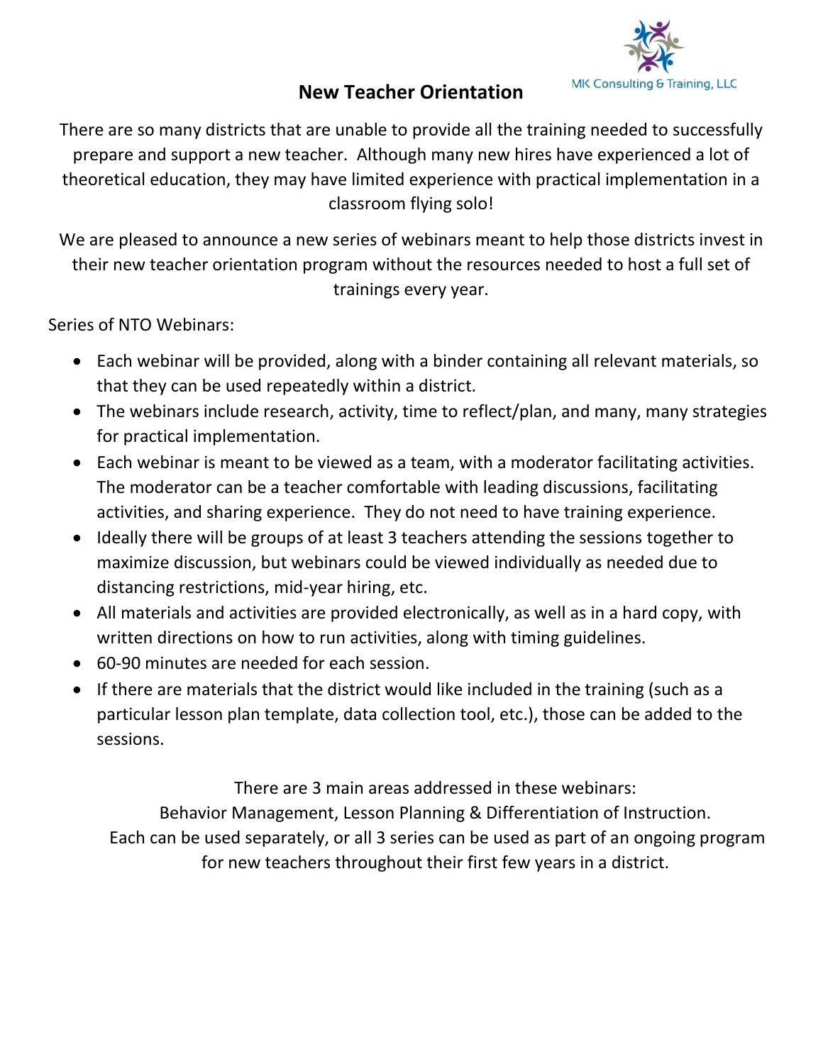MK Consulting & Training, LLC

# New Teacher Orientation

There are so many districts that are unable to provide all the training needed to successfully prepare and support a new teacher. Although many new hires have experienced a lot of theoretical education, they may have limited experience with practical implementation in a classroom flying solo!

We are pleased to announce a new series of webinars meant to help those districts invest in their new teacher orientation program without the resources needed to host a full set of trainings every year.

Series of NTO Webinars:

- Each webinar will be provided, along with a binder containing all relevant materials, so that they can be used repeatedly within a district.
- The webinars include research, activity, time to reflect/plan, and many, many strategies for practical implementation.
- Each webinar is meant to be viewed as a team, with a moderator facilitating activities. The moderator can be a teacher comfortable with leading discussions, facilitating activities, and sharing experience. They do not need to have training experience.
- Ideally there will be groups of at least 3 teachers attending the sessions together to maximize discussion, but webinars could be viewed individually as needed due to distancing restrictions, mid-year hiring, etc.
- All materials and activities are provided electronically, as well as in a hard copy, with written directions on how to run activities, along with timing guidelines.
- 60-90 minutes are needed for each session.
- If there are materials that the district would like included in the training (such as a particular lesson plan template, data collection tool, etc.), those can be added to the sessions.

There are 3 main areas addressed in these webinars:
Behavior Management, Lesson Planning & Differentiation of Instruction.
Each can be used separately, or all 3 series can be used as part of an ongoing program for new teachers throughout their first few years in a district.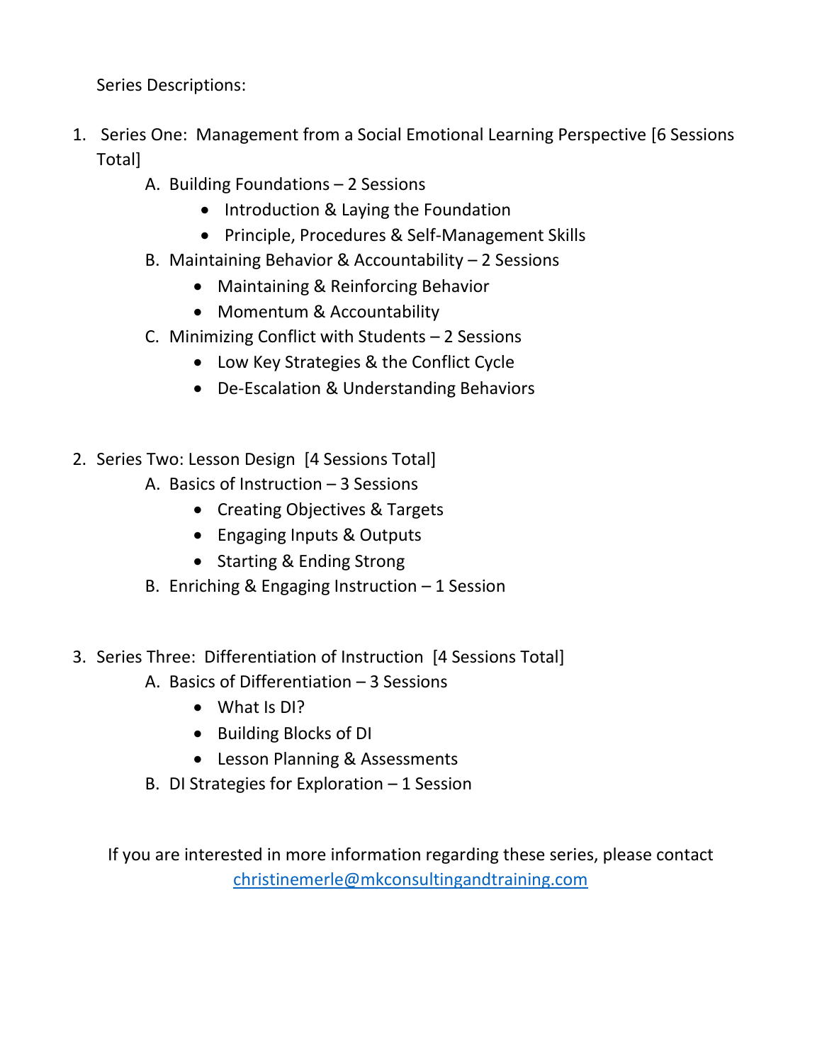Series Descriptions:

1. Series One: Management from a Social Emotional Learning Perspective [6 Sessions Total]
   A. Building Foundations – 2 Sessions
      - Introduction & Laying the Foundation
      - Principle, Procedures & Self-Management Skills

   B. Maintaining Behavior & Accountability – 2 Sessions
      - Maintaining & Reinforcing Behavior
      - Momentum & Accountability

   C. Minimizing Conflict with Students – 2 Sessions
      - Low Key Strategies & the Conflict Cycle
      - De-Escalation & Understanding Behaviors

2. Series Two: Lesson Design [4 Sessions Total]
   A. Basics of Instruction – 3 Sessions
      - Creating Objectives & Targets
      - Engaging Inputs & Outputs
      - Starting & Ending Strong

   B. Enriching & Engaging Instruction – 1 Session

3. Series Three: Differentiation of Instruction [4 Sessions Total]
   A. Basics of Differentiation – 3 Sessions
      - What Is DI?
      - Building Blocks of DI
      - Lesson Planning & Assessments

   B. DI Strategies for Exploration – 1 Session

If you are interested in more information regarding these series, please contact christinemerle@mkconsultingandtraining.com